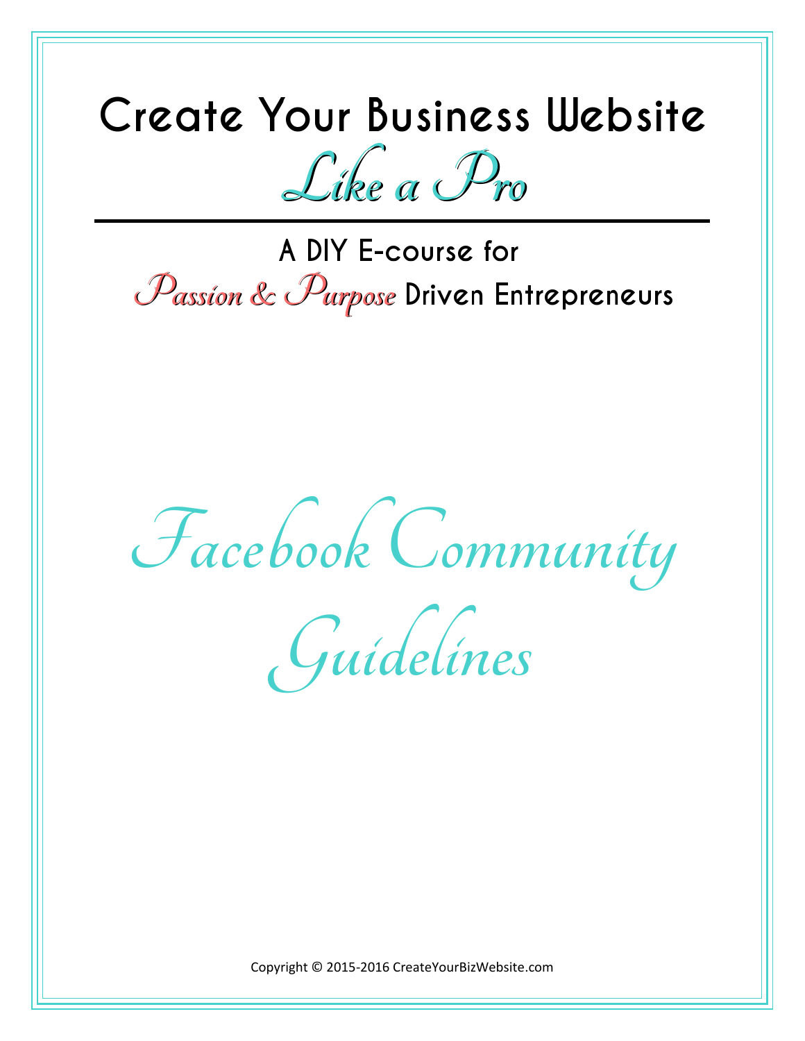# Create Your Business Website *Like a Pro*

## A DIY E-course for *Passion & Purpose* Driven Entrepreneurs

# *Facebook Community Guidelines*

Copyright © 2015-2016 CreateYourBizWebsite.com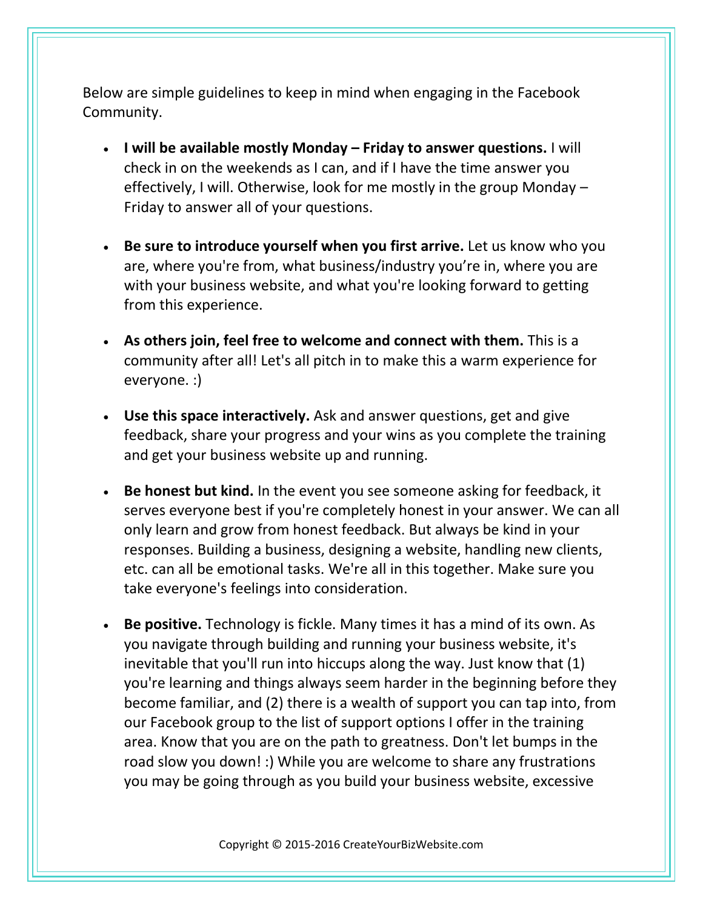Below are simple guidelines to keep in mind when engaging in the Facebook Community.

- **I will be available mostly Monday – Friday to answer questions.** I will check in on the weekends as I can, and if I have the time answer you effectively, I will. Otherwise, look for me mostly in the group Monday – Friday to answer all of your questions.

- **Be sure to introduce yourself when you first arrive.** Let us know who you are, where you're from, what business/industry you're in, where you are with your business website, and what you're looking forward to getting from this experience.

- **As others join, feel free to welcome and connect with them.** This is a community after all! Let's all pitch in to make this a warm experience for everyone. :)

- **Use this space interactively.** Ask and answer questions, get and give feedback, share your progress and your wins as you complete the training and get your business website up and running.

- **Be honest but kind.** In the event you see someone asking for feedback, it serves everyone best if you're completely honest in your answer. We can all only learn and grow from honest feedback. But always be kind in your responses. Building a business, designing a website, handling new clients, etc. can all be emotional tasks. We're all in this together. Make sure you take everyone's feelings into consideration.

- **Be positive.** Technology is fickle. Many times it has a mind of its own. As you navigate through building and running your business website, it's inevitable that you'll run into hiccups along the way. Just know that (1) you're learning and things always seem harder in the beginning before they become familiar, and (2) there is a wealth of support you can tap into, from our Facebook group to the list of support options I offer in the training area. Know that you are on the path to greatness. Don't let bumps in the road slow you down! :) While you are welcome to share any frustrations you may be going through as you build your business website, excessive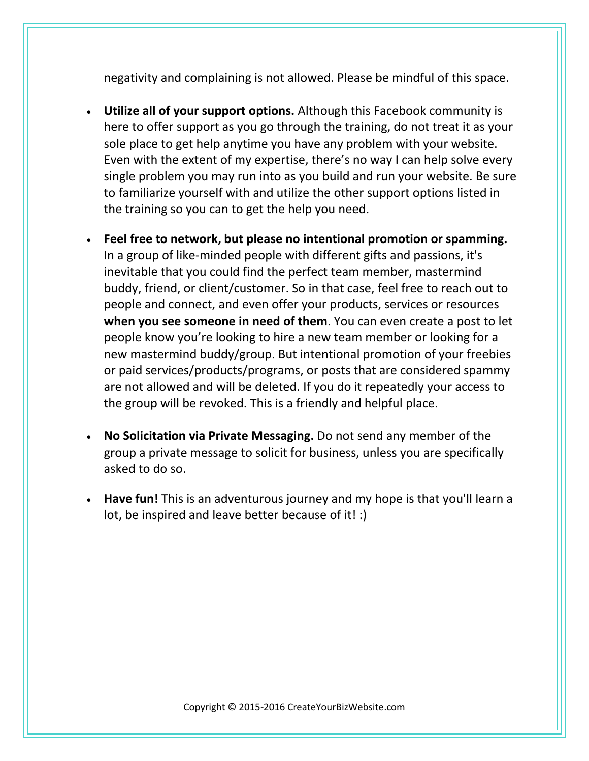negativity and complaining is not allowed. Please be mindful of this space.

- **Utilize all of your support options.** Although this Facebook community is here to offer support as you go through the training, do not treat it as your sole place to get help anytime you have any problem with your website. Even with the extent of my expertise, there's no way I can help solve every single problem you may run into as you build and run your website. Be sure to familiarize yourself with and utilize the other support options listed in the training so you can to get the help you need.

- **Feel free to network, but please no intentional promotion or spamming.** In a group of like-minded people with different gifts and passions, it's inevitable that you could find the perfect team member, mastermind buddy, friend, or client/customer. So in that case, feel free to reach out to people and connect, and even offer your products, services or resources **when you see someone in need of them**. You can even create a post to let people know you're looking to hire a new team member or looking for a new mastermind buddy/group. But intentional promotion of your freebies or paid services/products/programs, or posts that are considered spammy are not allowed and will be deleted. If you do it repeatedly your access to the group will be revoked. This is a friendly and helpful place.

- **No Solicitation via Private Messaging.** Do not send any member of the group a private message to solicit for business, unless you are specifically asked to do so.

- **Have fun!** This is an adventurous journey and my hope is that you'll learn a lot, be inspired and leave better because of it! :)